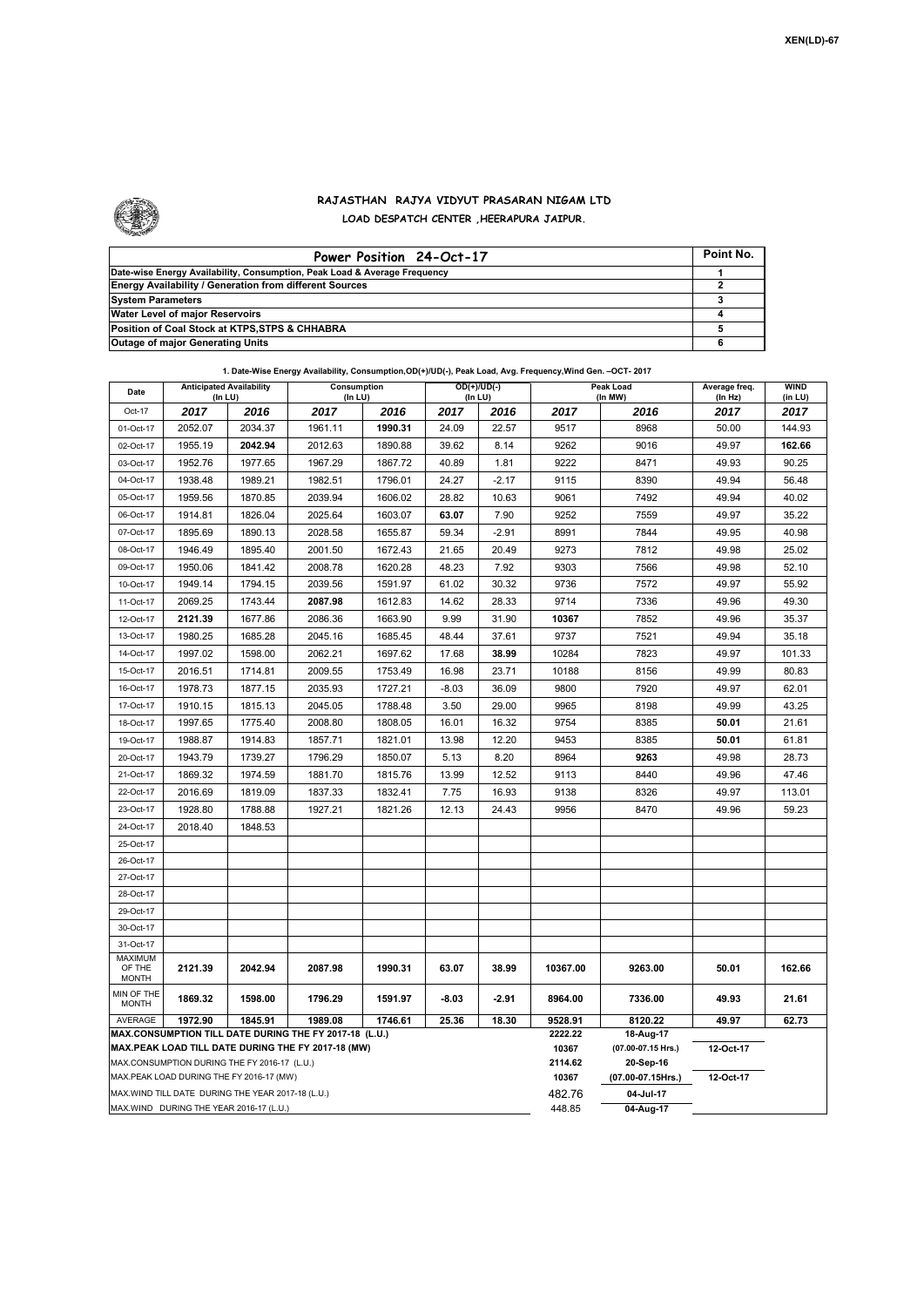XEN(LD)-67

## RAJASTHAN RAJYA VIDYUT PRASARAN NIGAM LTD

### LOAD DESPATCH CENTER ,HEERAPURA JAIPUR.

| Power Position 24-Oct-17 | Point No. |
|---|---|
| Date-wise Energy Availability, Consumption, Peak Load & Average Frequency | 1 |
| Energy Availability / Generation from different Sources | 2 |
| System Parameters | 3 |
| Water Level of major Reservoirs | 4 |
| Position of Coal Stock at KTPS,STPS & CHHABRA | 5 |
| Outage of major Generating Units | 6 |

**1. Date-Wise Energy Availability, Consumption,OD(+)/UD(-), Peak Load, Avg. Frequency,Wind Gen. –OCT- 2017**

| Date | Anticipated Availability (In LU) | | Consumption (In LU) | | OD(+)/UD(-) (In LU) | | Peak Load (In MW) | | Average freq. (In Hz) | WIND (in LU) |
|---|---|---|---|---|---|---|---|---|---|---|
| Oct-17 | 2017 | 2016 | 2017 | 2016 | 2017 | 2016 | 2017 | 2016 | 2017 | 2017 |
| 01-Oct-17 | 2052.07 | 2034.37 | 1961.11 | **1990.31** | 24.09 | 22.57 | 9517 | 8968 | 50.00 | 144.93 |
| 02-Oct-17 | 1955.19 | **2042.94** | 2012.63 | 1890.88 | 39.62 | 8.14 | 9262 | 9016 | 49.97 | **162.66** |
| 03-Oct-17 | 1952.76 | 1977.65 | 1967.29 | 1867.72 | 40.89 | 1.81 | 9222 | 8471 | 49.93 | 90.25 |
| 04-Oct-17 | 1938.48 | 1989.21 | 1982.51 | 1796.01 | 24.27 | -2.17 | 9115 | 8390 | 49.94 | 56.48 |
| 05-Oct-17 | 1959.56 | 1870.85 | 2039.94 | 1606.02 | 28.82 | 10.63 | 9061 | 7492 | 49.94 | 40.02 |
| 06-Oct-17 | 1914.81 | 1826.04 | 2025.64 | 1603.07 | **63.07** | 7.90 | 9252 | 7559 | 49.97 | 35.22 |
| 07-Oct-17 | 1895.69 | 1890.13 | 2028.58 | 1655.87 | 59.34 | -2.91 | 8991 | 7844 | 49.95 | 40.98 |
| 08-Oct-17 | 1946.49 | 1895.40 | 2001.50 | 1672.43 | 21.65 | 20.49 | 9273 | 7812 | 49.98 | 25.02 |
| 09-Oct-17 | 1950.06 | 1841.42 | 2008.78 | 1620.28 | 48.23 | 7.92 | 9303 | 7566 | 49.98 | 52.10 |
| 10-Oct-17 | 1949.14 | 1794.15 | 2039.56 | 1591.97 | 61.02 | 30.32 | 9736 | 7572 | 49.97 | 55.92 |
| 11-Oct-17 | 2069.25 | 1743.44 | **2087.98** | 1612.83 | 14.62 | 28.33 | 9714 | 7336 | 49.96 | 49.30 |
| 12-Oct-17 | **2121.39** | 1677.86 | 2086.36 | 1663.90 | 9.99 | 31.90 | **10367** | 7852 | 49.96 | 35.37 |
| 13-Oct-17 | 1980.25 | 1685.28 | 2045.16 | 1685.45 | 48.44 | 37.61 | 9737 | 7521 | 49.94 | 35.18 |
| 14-Oct-17 | 1997.02 | 1598.00 | 2062.21 | 1697.62 | 17.68 | **38.99** | 10284 | 7823 | 49.97 | 101.33 |
| 15-Oct-17 | 2016.51 | 1714.81 | 2009.55 | 1753.49 | 16.98 | 23.71 | 10188 | 8156 | 49.99 | 80.83 |
| 16-Oct-17 | 1978.73 | 1877.15 | 2035.93 | 1727.21 | -8.03 | 36.09 | 9800 | 7920 | 49.97 | 62.01 |
| 17-Oct-17 | 1910.15 | 1815.13 | 2045.05 | 1788.48 | 3.50 | 29.00 | 9965 | 8198 | 49.99 | 43.25 |
| 18-Oct-17 | 1997.65 | 1775.40 | 2008.80 | 1808.05 | 16.01 | 16.32 | 9754 | 8385 | **50.01** | 21.61 |
| 19-Oct-17 | 1988.87 | 1914.83 | 1857.71 | 1821.01 | 13.98 | 12.20 | 9453 | 8385 | **50.01** | 61.81 |
| 20-Oct-17 | 1943.79 | 1739.27 | 1796.29 | 1850.07 | 5.13 | 8.20 | 8964 | **9263** | 49.98 | 28.73 |
| 21-Oct-17 | 1869.32 | 1974.59 | 1881.70 | 1815.76 | 13.99 | 12.52 | 9113 | 8440 | 49.96 | 47.46 |
| 22-Oct-17 | 2016.69 | 1819.09 | 1837.33 | 1832.41 | 7.75 | 16.93 | 9138 | 8326 | 49.97 | 113.01 |
| 23-Oct-17 | 1928.80 | 1788.88 | 1927.21 | 1821.26 | 12.13 | 24.43 | 9956 | 8470 | 49.96 | 59.23 |
| 24-Oct-17 | 2018.40 | 1848.53 | | | | | | | | |
| 25-Oct-17 | | | | | | | | | | |
| 26-Oct-17 | | | | | | | | | | |
| 27-Oct-17 | | | | | | | | | | |
| 28-Oct-17 | | | | | | | | | | |
| 29-Oct-17 | | | | | | | | | | |
| 30-Oct-17 | | | | | | | | | | |
| 31-Oct-17 | | | | | | | | | | |
| MAXIMUM OF THE MONTH | **2121.39** | **2042.94** | **2087.98** | **1990.31** | **63.07** | **38.99** | **10367.00** | **9263.00** | **50.01** | **162.66** |
| MIN OF THE MONTH | **1869.32** | **1598.00** | **1796.29** | **1591.97** | **-8.03** | **-2.91** | **8964.00** | **7336.00** | **49.93** | **21.61** |
| AVERAGE | **1972.90** | **1845.91** | **1989.08** | **1746.61** | **25.36** | **18.30** | **9528.91** | **8120.22** | **49.97** | **62.73** |

| | | | |
|---|---|---|---|
| **MAX.CONSUMPTION TILL DATE DURING THE FY 2017-18 (L.U.)** | 2222.22 | 18-Aug-17 | |
| **MAX.PEAK LOAD TILL DATE DURING THE FY 2017-18 (MW)** | 10367 | (07.00-07.15 Hrs.) | 12-Oct-17 |
| MAX.CONSUMPTION DURING THE FY 2016-17 (L.U.) | 2114.62 | 20-Sep-16 | |
| MAX.PEAK LOAD DURING THE FY 2016-17 (MW) | 10367 | (07.00-07.15Hrs.) | 12-Oct-17 |
| MAX.WIND TILL DATE DURING THE YEAR 2017-18 (L.U.) | 482.76 | 04-Jul-17 | |
| MAX.WIND DURING THE YEAR 2016-17 (L.U.) | 448.85 | 04-Aug-17 | |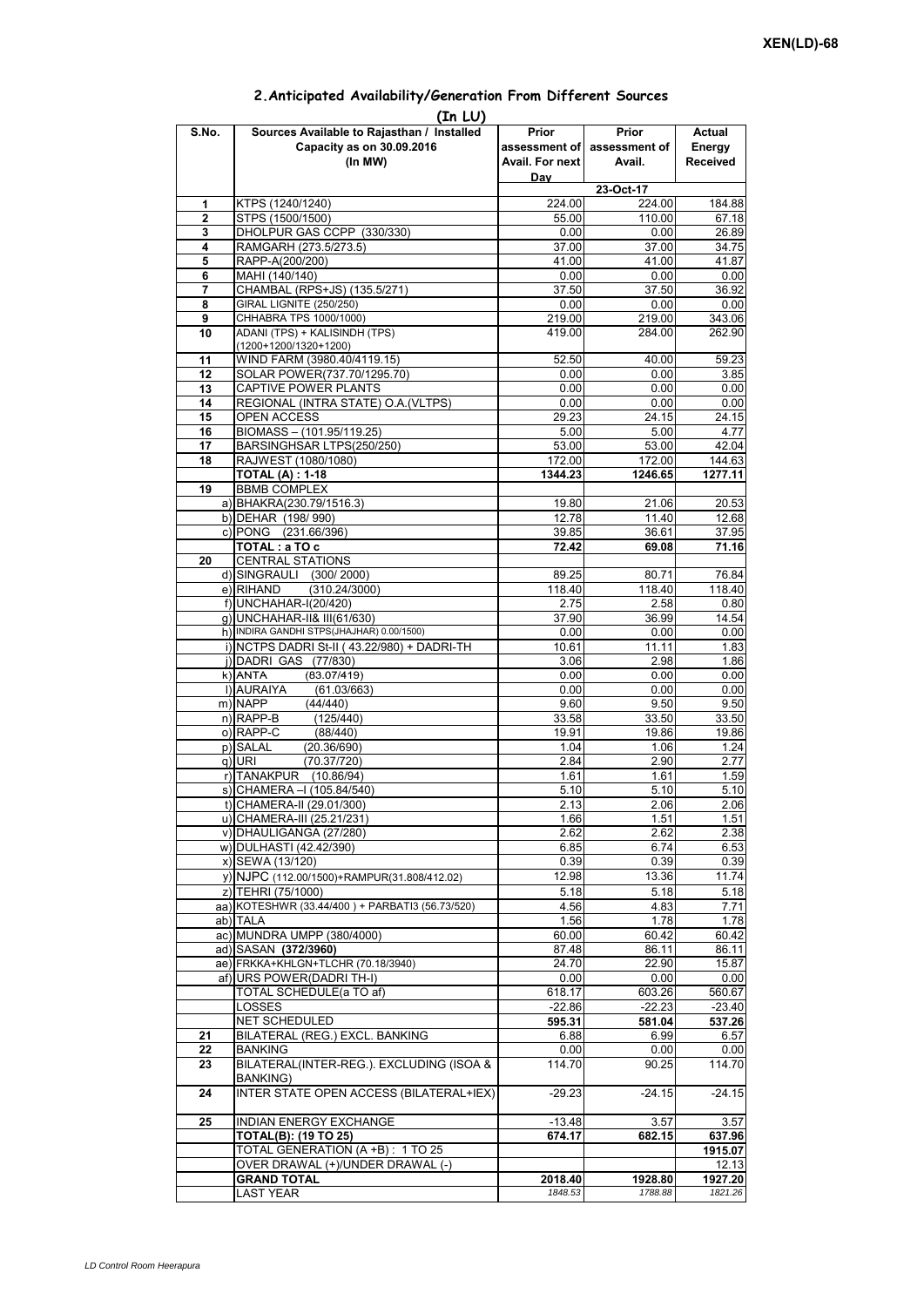XEN(LD)-68

## 2.Anticipated Availability/Generation From Different Sources

(In LU)

| S.No. | Sources Available to Rajasthan / Installed Capacity as on 30.09.2016 (In MW) | Prior assessment of Avail. For next Day | Prior assessment of Avail. | Actual Energy Received |
|---|---|---|---|---|
| | | | 23-Oct-17 | |
| 1 | KTPS (1240/1240) | 224.00 | 224.00 | 184.88 |
| 2 | STPS (1500/1500) | 55.00 | 110.00 | 67.18 |
| 3 | DHOLPUR GAS CCPP (330/330) | 0.00 | 0.00 | 26.89 |
| 4 | RAMGARH (273.5/273.5) | 37.00 | 37.00 | 34.75 |
| 5 | RAPP-A(200/200) | 41.00 | 41.00 | 41.87 |
| 6 | MAHI (140/140) | 0.00 | 0.00 | 0.00 |
| 7 | CHAMBAL (RPS+JS) (135.5/271) | 37.50 | 37.50 | 36.92 |
| 8 | GIRAL LIGNITE (250/250) | 0.00 | 0.00 | 0.00 |
| 9 | CHHABRA TPS 1000/1000) | 219.00 | 219.00 | 343.06 |
| 10 | ADANI (TPS) + KALISINDH (TPS) (1200+1200/1320+1200) | 419.00 | 284.00 | 262.90 |
| 11 | WIND FARM (3980.40/4119.15) | 52.50 | 40.00 | 59.23 |
| 12 | SOLAR POWER(737.70/1295.70) | 0.00 | 0.00 | 3.85 |
| 13 | CAPTIVE POWER PLANTS | 0.00 | 0.00 | 0.00 |
| 14 | REGIONAL (INTRA STATE) O.A.(VLTPS) | 0.00 | 0.00 | 0.00 |
| 15 | OPEN ACCESS | 29.23 | 24.15 | 24.15 |
| 16 | BIOMASS – (101.95/119.25) | 5.00 | 5.00 | 4.77 |
| 17 | BARSINGHSAR LTPS(250/250) | 53.00 | 53.00 | 42.04 |
| 18 | RAJWEST (1080/1080) | 172.00 | 172.00 | 144.63 |
| | **TOTAL (A) : 1-18** | **1344.23** | **1246.65** | **1277.11** |
| 19 | BBMB COMPLEX | | | |
| | a) BHAKRA(230.79/1516.3) | 19.80 | 21.06 | 20.53 |
| | b) DEHAR (198/ 990) | 12.78 | 11.40 | 12.68 |
| | c) PONG (231.66/396) | 39.85 | 36.61 | 37.95 |
| | **TOTAL : a TO c** | **72.42** | **69.08** | **71.16** |
| 20 | CENTRAL STATIONS | | | |
| | d) SINGRAULI (300/ 2000) | 89.25 | 80.71 | 76.84 |
| | e) RIHAND (310.24/3000) | 118.40 | 118.40 | 118.40 |
| | f) UNCHAHAR-I(20/420) | 2.75 | 2.58 | 0.80 |
| | g) UNCHAHAR-II& III(61/630) | 37.90 | 36.99 | 14.54 |
| | h) INDIRA GANDHI STPS(JHAJHAR) 0.00/1500) | 0.00 | 0.00 | 0.00 |
| | i) NCTPS DADRI St-II ( 43.22/980) + DADRI-TH | 10.61 | 11.11 | 1.83 |
| | j) DADRI GAS (77/830) | 3.06 | 2.98 | 1.86 |
| | k) ANTA (83.07/419) | 0.00 | 0.00 | 0.00 |
| | l) AURAIYA (61.03/663) | 0.00 | 0.00 | 0.00 |
| | m) NAPP (44/440) | 9.60 | 9.50 | 9.50 |
| | n) RAPP-B (125/440) | 33.58 | 33.50 | 33.50 |
| | o) RAPP-C (88/440) | 19.91 | 19.86 | 19.86 |
| | p) SALAL (20.36/690) | 1.04 | 1.06 | 1.24 |
| | q) URI (70.37/720) | 2.84 | 2.90 | 2.77 |
| | r) TANAKPUR (10.86/94) | 1.61 | 1.61 | 1.59 |
| | s) CHAMERA –I (105.84/540) | 5.10 | 5.10 | 5.10 |
| | t) CHAMERA-II (29.01/300) | 2.13 | 2.06 | 2.06 |
| | u) CHAMERA-III (25.21/231) | 1.66 | 1.51 | 1.51 |
| | v) DHAULIGANGA (27/280) | 2.62 | 2.62 | 2.38 |
| | w) DULHASTI (42.42/390) | 6.85 | 6.74 | 6.53 |
| | x) SEWA (13/120) | 0.39 | 0.39 | 0.39 |
| | y) NJPC (112.00/1500)+RAMPUR(31.808/412.02) | 12.98 | 13.36 | 11.74 |
| | z) TEHRI (75/1000) | 5.18 | 5.18 | 5.18 |
| | aa) KOTESHWR (33.44/400 ) + PARBATI3 (56.73/520) | 4.56 | 4.83 | 7.71 |
| | ab) TALA | 1.56 | 1.78 | 1.78 |
| | ac) MUNDRA UMPP (380/4000) | 60.00 | 60.42 | 60.42 |
| | ad) SASAN **(372/3960)** | 87.48 | 86.11 | 86.11 |
| | ae) FRKKA+KHLGN+TLCHR (70.18/3940) | 24.70 | 22.90 | 15.87 |
| | af) URS POWER(DADRI TH-I) | 0.00 | 0.00 | 0.00 |
| | TOTAL SCHEDULE(a TO af) | 618.17 | 603.26 | 560.67 |
| | LOSSES | -22.86 | -22.23 | -23.40 |
| | NET SCHEDULED | **595.31** | **581.04** | **537.26** |
| 21 | BILATERAL (REG.) EXCL. BANKING | 6.88 | 6.99 | 6.57 |
| 22 | BANKING | 0.00 | 0.00 | 0.00 |
| 23 | BILATERAL(INTER-REG.). EXCLUDING (ISOA & BANKING) | 114.70 | 90.25 | 114.70 |
| 24 | INTER STATE OPEN ACCESS (BILATERAL+IEX) | -29.23 | -24.15 | -24.15 |
| 25 | INDIAN ENERGY EXCHANGE | -13.48 | 3.57 | 3.57 |
| | **TOTAL(B): (19 TO 25)** | **674.17** | **682.15** | **637.96** |
| | TOTAL GENERATION (A +B) : 1 TO 25 | | | **1915.07** |
| | OVER DRAWAL (+)/UNDER DRAWAL (-) | | | 12.13 |
| | **GRAND TOTAL** | **2018.40** | **1928.80** | **1927.20** |
| | LAST YEAR | *1848.53* | *1788.88* | *1821.26* |

*LD Control Room Heerapura*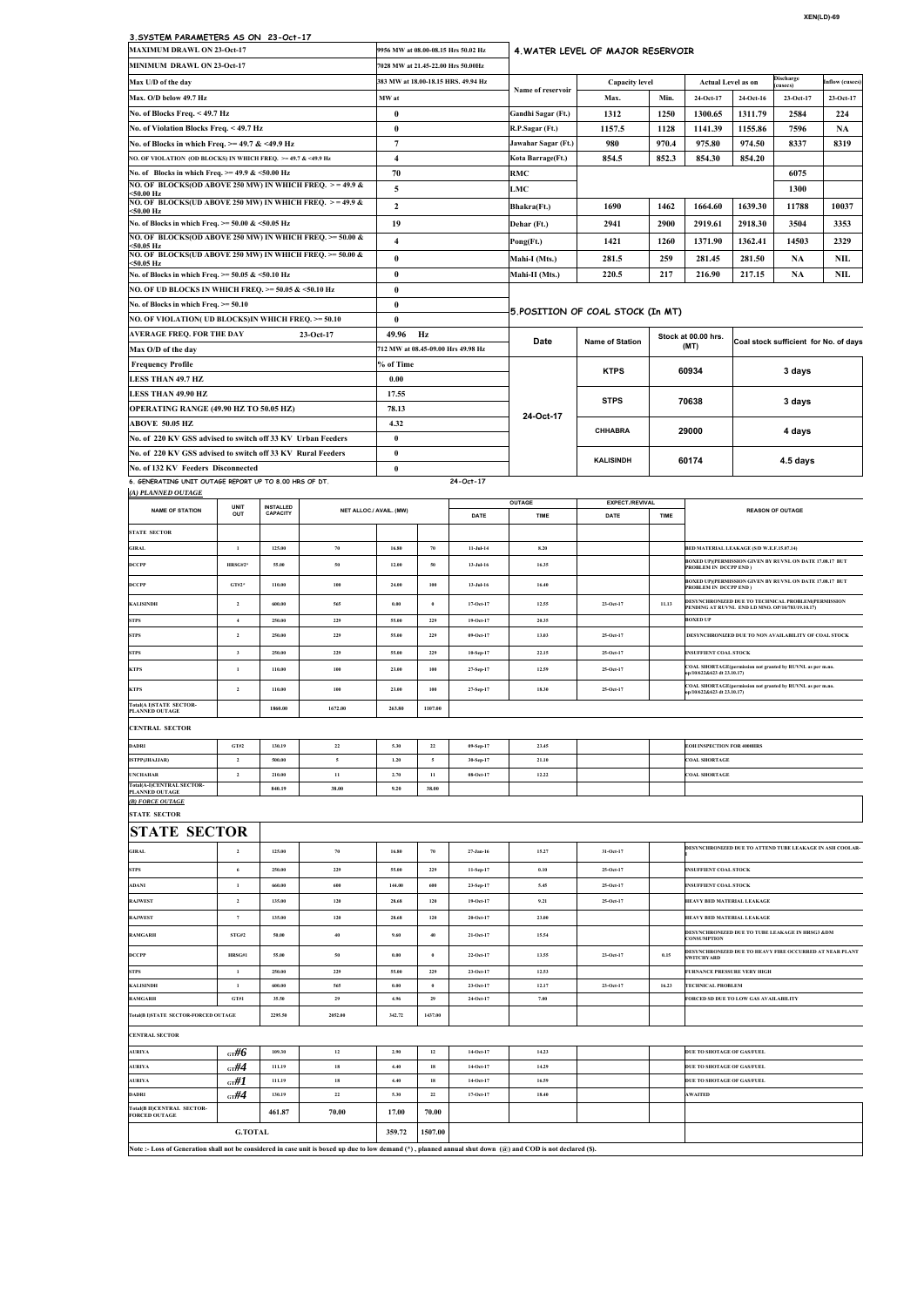XEN(LD)-69

## 3.SYSTEM PARAMETERS AS ON 23-Oct-17

| | |
|---|---|
| MAXIMUM DRAWL ON 23-Oct-17 | 9956 MW at 08.00-08.15 Hrs 50.02 Hz |
| MINIMUM DRAWL ON 23-Oct-17 | 7028 MW at 21.45-22.00 Hrs 50.00Hz |
| Max U/D of the day | 383 MW at 18.00-18.15 HRS. 49.94 Hz |
| Max. O/D below 49.7 Hz | MW at |
| No. of Blocks Freq. < 49.7 Hz | 0 |
| No. of Violation Blocks Freq. < 49.7 Hz | 0 |
| No. of Blocks in which Freq. >= 49.7 & <49.9 Hz | 7 |
| NO. OF VIOLATION (OD BLOCKS) IN WHICH FREQ. >= 49.7 & <49.9 Hz | 4 |
| No. of Blocks in which Freq. >= 49.9 & <50.00 Hz | 70 |
| NO. OF BLOCKS(OD ABOVE 250 MW) IN WHICH FREQ. > = 49.9 & <50.00 Hz | 5 |
| NO. OF BLOCKS(UD ABOVE 250 MW) IN WHICH FREQ. > = 49.9 & <50.00 Hz | 2 |
| No. of Blocks in which Freq. >= 50.00 & <50.05 Hz | 19 |
| NO. OF BLOCKS(OD ABOVE 250 MW) IN WHICH FREQ. >= 50.00 & <50.05 Hz | 4 |
| NO. OF BLOCKS(UD ABOVE 250 MW) IN WHICH FREQ. >= 50.00 & <50.05 Hz | 0 |
| No. of Blocks in which Freq. >= 50.05 & <50.10 Hz | 0 |
| NO. OF UD BLOCKS IN WHICH FREQ. >= 50.05 & <50.10 Hz | 0 |
| No. of Blocks in which Freq. >= 50.10 | 0 |
| NO. OF VIOLATION( UD BLOCKS)IN WHICH FREQ. >= 50.10 | 0 |
| AVERAGE FREQ. FOR THE DAY 23-Oct-17 | 49.96 Hz |
| Max O/D of the day | 712 MW at 08.45-09.00 Hrs 49.98 Hz |
| Frequency Profile | % of Time |
| LESS THAN 49.7 HZ | 0.00 |
| LESS THAN 49.90 HZ | 17.55 |
| OPERATING RANGE (49.90 HZ TO 50.05 HZ) | 78.13 |
| ABOVE 50.05 HZ | 4.32 |
| No. of 220 KV GSS advised to switch off 33 KV Urban Feeders | 0 |
| No. of 220 KV GSS advised to switch off 33 KV Rural Feeders | 0 |
| No. of 132 KV Feeders Disconnected | 0 |

## 4.WATER LEVEL OF MAJOR RESERVOIR

| Name of reservoir | Capacity level | | Actual Level as on | | Discharge (cusecs) | Inflow (cusecs) |
|---|---|---|---|---|---|---|
| | Max. | Min. | 24-Oct-17 | 24-Oct-16 | 23-Oct-17 | 23-Oct-17 |
| Gandhi Sagar (Ft.) | 1312 | 1250 | 1300.65 | 1311.79 | 2584 | 224 |
| R.P.Sagar (Ft.) | 1157.5 | 1128 | 1141.39 | 1155.86 | 7596 | NA |
| Jawahar Sagar (Ft.) | 980 | 970.4 | 975.80 | 974.50 | 8337 | 8319 |
| Kota Barrage(Ft.) | 854.5 | 852.3 | 854.30 | 854.20 | | |
| RMC | | | | | 6075 | |
| LMC | | | | | 1300 | |
| Bhakra(Ft.) | 1690 | 1462 | 1664.60 | 1639.30 | 11788 | 10037 |
| Dehar (Ft.) | 2941 | 2900 | 2919.61 | 2918.30 | 3504 | 3353 |
| Pong(Ft.) | 1421 | 1260 | 1371.90 | 1362.41 | 14503 | 2329 |
| Mahi-I (Mts.) | 281.5 | 259 | 281.45 | 281.50 | NA | NIL |
| Mahi-II (Mts.) | 220.5 | 217 | 216.90 | 217.15 | NA | NIL |

## 5.POSITION OF COAL STOCK (In MT)

| Date | Name of Station | Stock at 00.00 hrs. (MT) | Coal stock sufficient for No. of days |
|---|---|---|---|
| 24-Oct-17 | KTPS | 60934 | 3 days |
| | STPS | 70638 | 3 days |
| | CHHABRA | 29000 | 4 days |
| | KALISINDH | 60174 | 4.5 days |

## 6. GENERATING UNIT OUTAGE REPORT UP TO 8.00 HRS OF DT. 24-Oct-17

*(A) PLANNED OUTAGE*

| NAME OF STATION | UNIT OUT | INSTALLED CAPACITY | NET ALLOC./ AVAIL. (MW) | | | OUTAGE DATE | OUTAGE TIME | EXPECT./REVIVAL DATE | EXPECT./REVIVAL TIME | REASON OF OUTAGE |
|---|---|---|---|---|---|---|---|---|---|---|
| STATE SECTOR | | | | | | | | | | |
| GIRAL | 1 | 125.00 | 70 | 16.80 | 70 | 11-Jul-14 | 8.20 | | | BED MATERIAL LEAKAGE (S/D W.E.F.15.07.14) |
| DCCPP | HRSG#2* | 55.00 | 50 | 12.00 | 50 | 13-Jul-16 | 16.35 | | | BOXED UP@PERMISSION GIVEN BY RUVNL ON DATE 17.08.17 BUT PROBLEM IN DCCPP END) |
| DCCPP | GT#2* | 110.00 | 100 | 24.00 | 100 | 13-Jul-16 | 16.40 | | | BOXED UP@PERMISSION GIVEN BY RUVNL ON DATE 17.08.17 BUT PROBLEM IN DCCPP END) |
| KALISINDH | 2 | 600.00 | 565 | 0.00 | 0 | 17-Oct-17 | 12.55 | 23-Oct-17 | 11.13 | DESYNCHRONIZED DUE TO TECHNICAL PROBLEM(PERMISSION PENDING AT RUVNL END LD MNO. OP/10/783/19.10.17) |
| STPS | 4 | 250.00 | 229 | 55.00 | 229 | 19-Oct-17 | 20.35 | | | BOXED UP |
| STPS | 2 | 250.00 | 229 | 55.00 | 229 | 09-Oct-17 | 13.03 | 25-Oct-17 | | DESYNCHRONIZED DUE TO NON AVAILABILITY OF COAL STOCK |
| STPS | 3 | 250.00 | 229 | 55.00 | 229 | 10-Sep-17 | 22.15 | 25-Oct-17 | | INSUFFIENT COAL STOCK |
| KTPS | 1 | 110.00 | 100 | 23.00 | 100 | 27-Sep-17 | 12.59 | 25-Oct-17 | | COAL SHORTAGE(permission not granted by RUVNL as per m.no. sp/10/622&623 dt 23.10.17) |
| KTPS | 2 | 110.00 | 100 | 23.00 | 100 | 27-Sep-17 | 18.30 | 25-Oct-17 | | COAL SHORTAGE(permission not granted by RUVNL as per m.no. sp/10/622&623 dt 23.10.17) |
| Total(A I)STATE SECTOR-PLANNED OUTAGE | | 1860.00 | 1672.00 | 263.80 | 1107.00 | | | | | |
| CENTRAL SECTOR | | | | | | | | | | |
| DADRI | GT#2 | 130.19 | 22 | 5.30 | 22 | 09-Sep-17 | 23.45 | | | COH INSPECTION FOR 4000HRS |
| ISTPP(JHAJJAR) | 2 | 500.00 | 5 | 1.20 | 5 | 30-Sep-17 | 21.10 | | | COAL SHORTAGE |
| UNCHAHAR | 2 | 210.00 | 11 | 2.70 | 11 | 08-Oct-17 | 12.22 | | | COAL SHORTAGE |
| Total(A-II)CENTRAL SECTOR-PLANNED OUTAGE | | 840.19 | 38.00 | 9.20 | 38.00 | | | | | |

*(B) FORCE OUTAGE*

| NAME OF STATION | UNIT OUT | INSTALLED CAPACITY | NET ALLOC./ AVAIL. (MW) | | | OUTAGE DATE | OUTAGE TIME | EXPECT./REVIVAL DATE | EXPECT./REVIVAL TIME | REASON OF OUTAGE |
|---|---|---|---|---|---|---|---|---|---|---|
| STATE SECTOR | | | | | | | | | | |
| GIRAL | 2 | 125.00 | 70 | 16.80 | 70 | 27-Jan-16 | 15.27 | 31-Oct-17 | | DESYNCHRONIZED DUE TO ATTEND TUBE LEAKAGE IN ASH COOLAR-1 |
| STPS | 6 | 250.00 | 229 | 55.00 | 229 | 11-Sep-17 | 0.10 | 25-Oct-17 | | INSUFFIENT COAL STOCK |
| ADANI | 1 | 660.00 | 600 | 144.00 | 600 | 23-Sep-17 | 5.45 | 25-Oct-17 | | INSUFFIENT COAL STOCK |
| RAJWEST | 2 | 135.00 | 120 | 28.68 | 120 | 19-Oct-17 | 9.21 | 25-Oct-17 | | HEAVY BED MATERIAL LEAKAGE |
| RAJWEST | 7 | 135.00 | 120 | 28.68 | 120 | 20-Oct-17 | 23.00 | | | HEAVY BED MATERIAL LEAKAGE |
| RAMGARH | STG#2 | 50.00 | 40 | 9.60 | 40 | 21-Oct-17 | 15.54 | | | DESYNCHRONIZED DUE TO TUBE LEAKAGE IN HRSG3 &DM CONSUMPTION |
| DCCPP | HRSG#1 | 55.00 | 50 | 0.00 | 0 | 22-Oct-17 | 13.55 | 23-Oct-17 | 0.15 | DESYNCHRONIZED DUE TO HEAVY FIRE OCCURRED AT NEAR PLANT SWITCHYARD |
| STPS | 1 | 250.00 | 229 | 55.00 | 229 | 23-Oct-17 | 12.53 | | | FURNANCE PRESSURE VERY HIGH |
| KALISINDH | 1 | 600.00 | 565 | 0.00 | 0 | 23-Oct-17 | 12.17 | 23-Oct-17 | 16.23 | TECHNICAL PROBLEM |
| RAMGARH | GT#1 | 35.50 | 29 | 6.96 | 29 | 24-Oct-17 | 7.00 | | | FORCED SD DUE TO LOW GAS AVAILABILITY |
| Total(B I)STATE SECTOR-FORCED OUTAGE | | 2295.50 | 2052.00 | 342.72 | 1437.00 | | | | | |
| CENTRAL SECTOR | | | | | | | | | | |
| AURIYA | GT#6 | 109.30 | 12 | 2.90 | 12 | 14-Oct-17 | 14.23 | | | DUE TO SHOTAGE OF GAS/FUEL |
| AURIYA | GT#4 | 111.19 | 18 | 4.40 | 18 | 14-Oct-17 | 14.29 | | | DUE TO SHOTAGE OF GAS/FUEL |
| AURIYA | GT#1 | 111.19 | 18 | 4.40 | 18 | 14-Oct-17 | 16.59 | | | DUE TO SHOTAGE OF GAS/FUEL |
| DADRI | GT#4 | 130.19 | 22 | 5.30 | 22 | 17-Oct-17 | 18.40 | | | AWAITED |
| Total(B II)CENTRAL SECTOR-FORCED OUTAGE | | 461.87 | 70.00 | 17.00 | 70.00 | | | | | |
| G.TOTAL | | | | 359.72 | 1507.00 | | | | | |

Note :- Loss of Generation shall not be considered in case unit is boxed up due to low demand (*) , planned annual shut down (@) and COD is not declared ($).